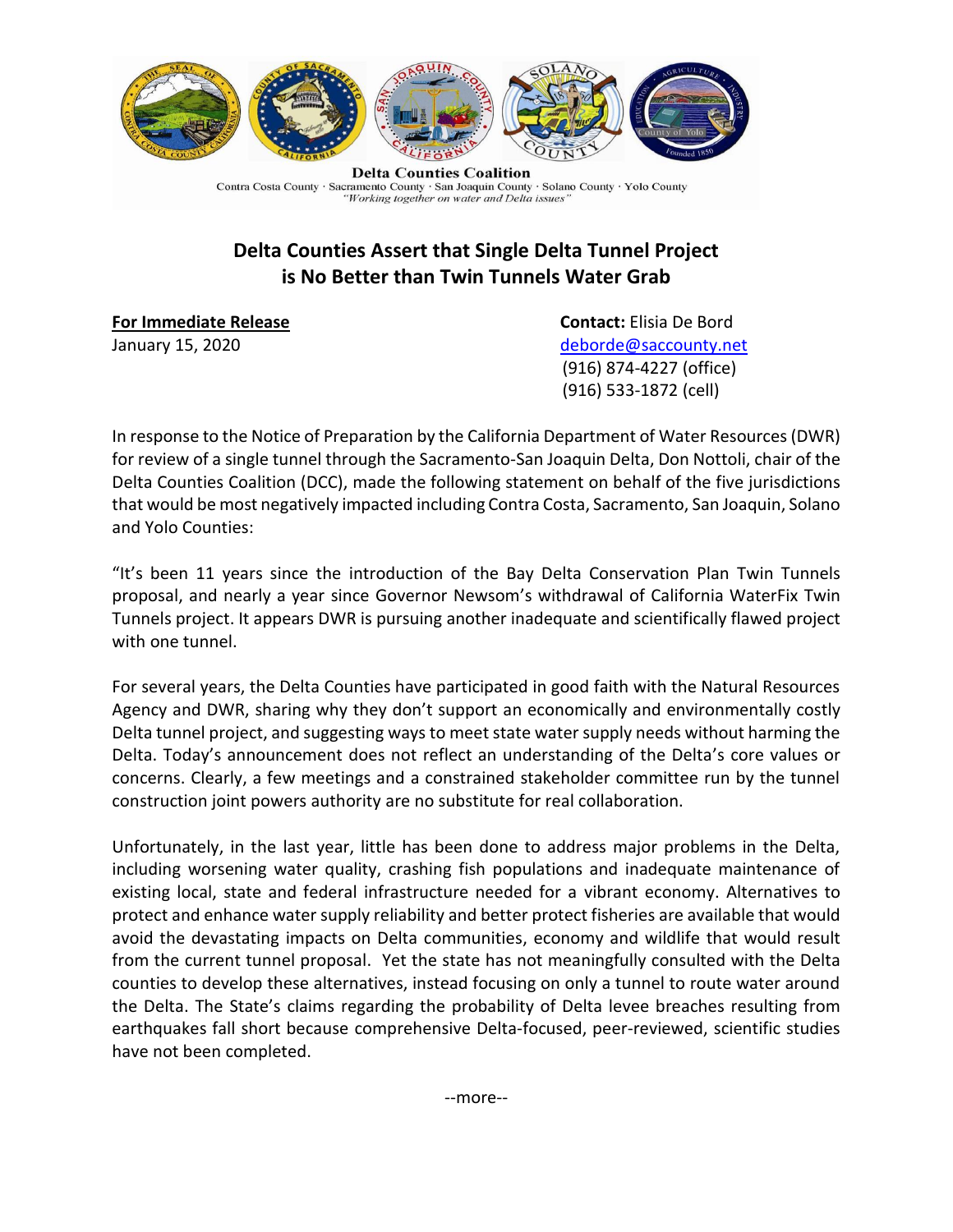**Delta Counties Coalition**

Contra Costa County · Sacramento County · San Joaquin County · Solano County · Yolo County

*"Working together on water and Delta issues"*

# Delta Counties Assert that Single Delta Tunnel Project is No Better than Twin Tunnels Water Grab

**For Immediate Release**
January 15, 2020

**Contact:** Elisia De Bord
deborde@saccounty.net
(916) 874-4227 (office)
(916) 533-1872 (cell)

In response to the Notice of Preparation by the California Department of Water Resources (DWR) for review of a single tunnel through the Sacramento-San Joaquin Delta, Don Nottoli, chair of the Delta Counties Coalition (DCC), made the following statement on behalf of the five jurisdictions that would be most negatively impacted including Contra Costa, Sacramento, San Joaquin, Solano and Yolo Counties:

"It's been 11 years since the introduction of the Bay Delta Conservation Plan Twin Tunnels proposal, and nearly a year since Governor Newsom's withdrawal of California WaterFix Twin Tunnels project. It appears DWR is pursuing another inadequate and scientifically flawed project with one tunnel.

For several years, the Delta Counties have participated in good faith with the Natural Resources Agency and DWR, sharing why they don't support an economically and environmentally costly Delta tunnel project, and suggesting ways to meet state water supply needs without harming the Delta. Today's announcement does not reflect an understanding of the Delta's core values or concerns. Clearly, a few meetings and a constrained stakeholder committee run by the tunnel construction joint powers authority are no substitute for real collaboration.

Unfortunately, in the last year, little has been done to address major problems in the Delta, including worsening water quality, crashing fish populations and inadequate maintenance of existing local, state and federal infrastructure needed for a vibrant economy. Alternatives to protect and enhance water supply reliability and better protect fisheries are available that would avoid the devastating impacts on Delta communities, economy and wildlife that would result from the current tunnel proposal. Yet the state has not meaningfully consulted with the Delta counties to develop these alternatives, instead focusing on only a tunnel to route water around the Delta. The State's claims regarding the probability of Delta levee breaches resulting from earthquakes fall short because comprehensive Delta-focused, peer-reviewed, scientific studies have not been completed.

--more--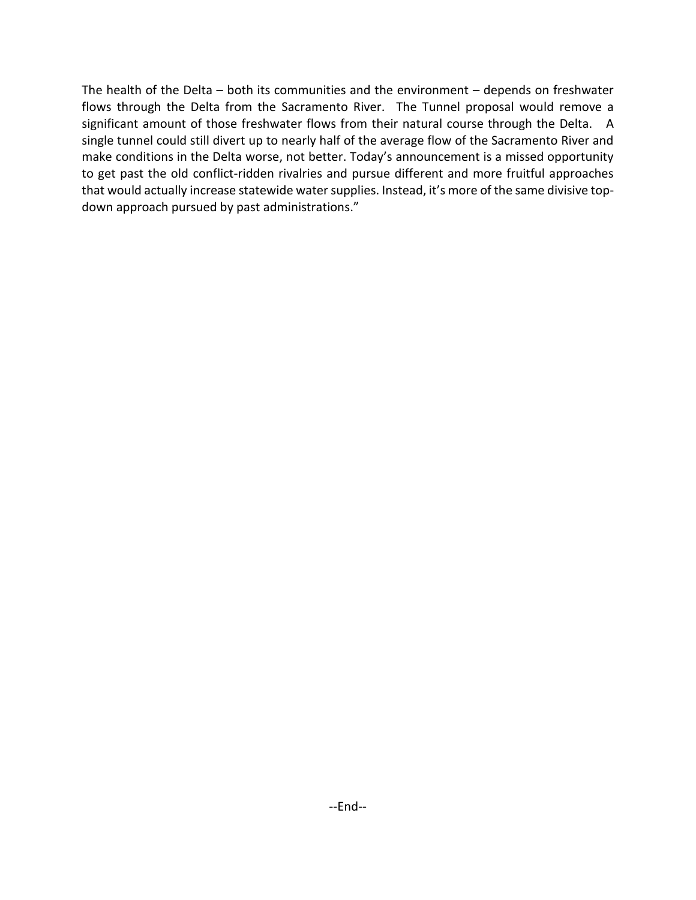The health of the Delta – both its communities and the environment – depends on freshwater flows through the Delta from the Sacramento River. The Tunnel proposal would remove a significant amount of those freshwater flows from their natural course through the Delta. A single tunnel could still divert up to nearly half of the average flow of the Sacramento River and make conditions in the Delta worse, not better. Today's announcement is a missed opportunity to get past the old conflict-ridden rivalries and pursue different and more fruitful approaches that would actually increase statewide water supplies. Instead, it's more of the same divisive top-down approach pursued by past administrations."

--End--